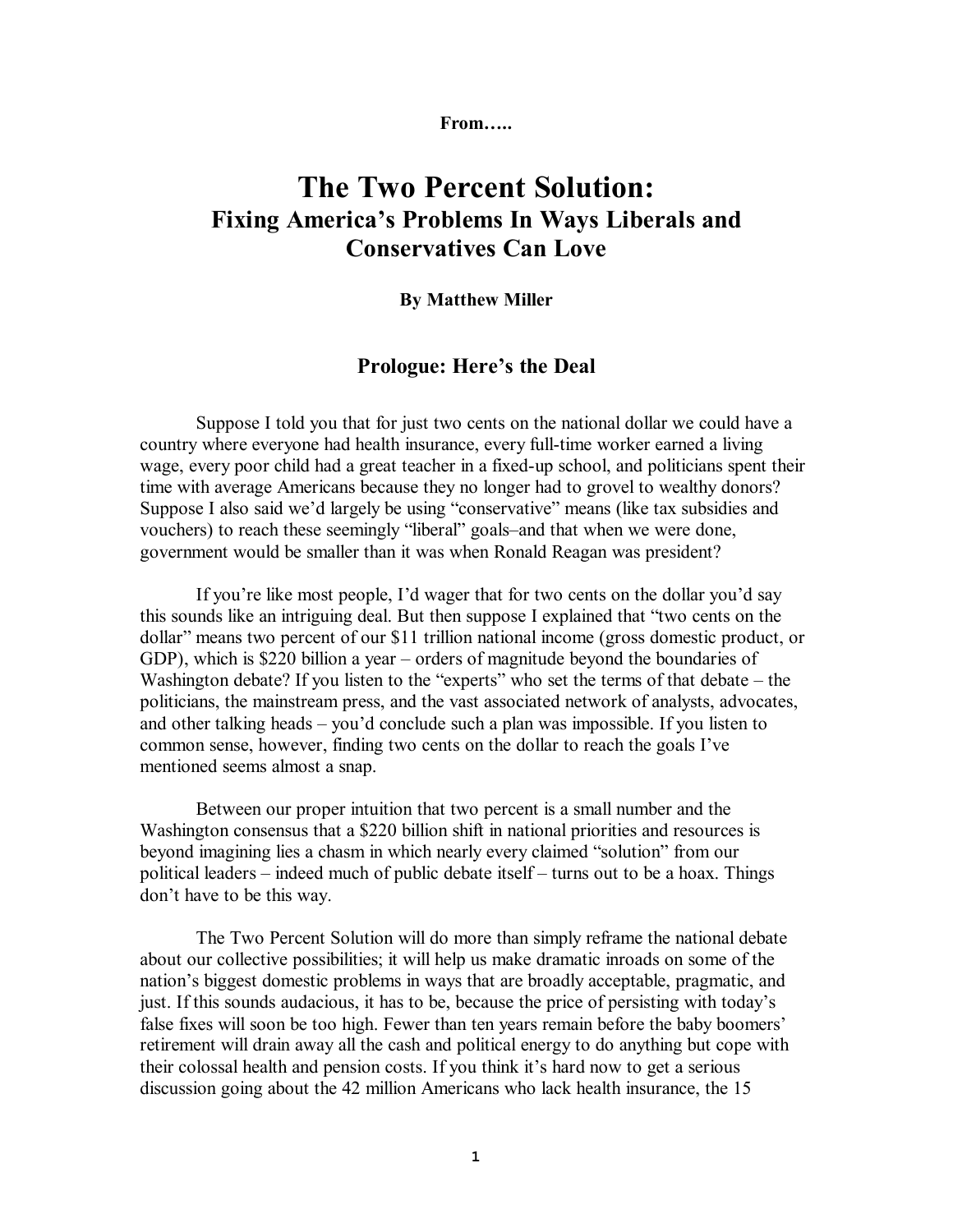**From…..**

# The Two Percent Solution:
## Fixing America's Problems In Ways Liberals and Conservatives Can Love

**By Matthew Miller**

### Prologue: Here's the Deal

Suppose I told you that for just two cents on the national dollar we could have a country where everyone had health insurance, every full-time worker earned a living wage, every poor child had a great teacher in a fixed-up school, and politicians spent their time with average Americans because they no longer had to grovel to wealthy donors? Suppose I also said we'd largely be using "conservative" means (like tax subsidies and vouchers) to reach these seemingly "liberal" goals–and that when we were done, government would be smaller than it was when Ronald Reagan was president?

If you're like most people, I'd wager that for two cents on the dollar you'd say this sounds like an intriguing deal. But then suppose I explained that "two cents on the dollar" means two percent of our $11 trillion national income (gross domestic product, or GDP), which is $220 billion a year – orders of magnitude beyond the boundaries of Washington debate? If you listen to the "experts" who set the terms of that debate – the politicians, the mainstream press, and the vast associated network of analysts, advocates, and other talking heads – you'd conclude such a plan was impossible. If you listen to common sense, however, finding two cents on the dollar to reach the goals I've mentioned seems almost a snap.

Between our proper intuition that two percent is a small number and the Washington consensus that a $220 billion shift in national priorities and resources is beyond imagining lies a chasm in which nearly every claimed "solution" from our political leaders – indeed much of public debate itself – turns out to be a hoax. Things don't have to be this way.

The Two Percent Solution will do more than simply reframe the national debate about our collective possibilities; it will help us make dramatic inroads on some of the nation's biggest domestic problems in ways that are broadly acceptable, pragmatic, and just. If this sounds audacious, it has to be, because the price of persisting with today's false fixes will soon be too high. Fewer than ten years remain before the baby boomers' retirement will drain away all the cash and political energy to do anything but cope with their colossal health and pension costs. If you think it's hard now to get a serious discussion going about the 42 million Americans who lack health insurance, the 15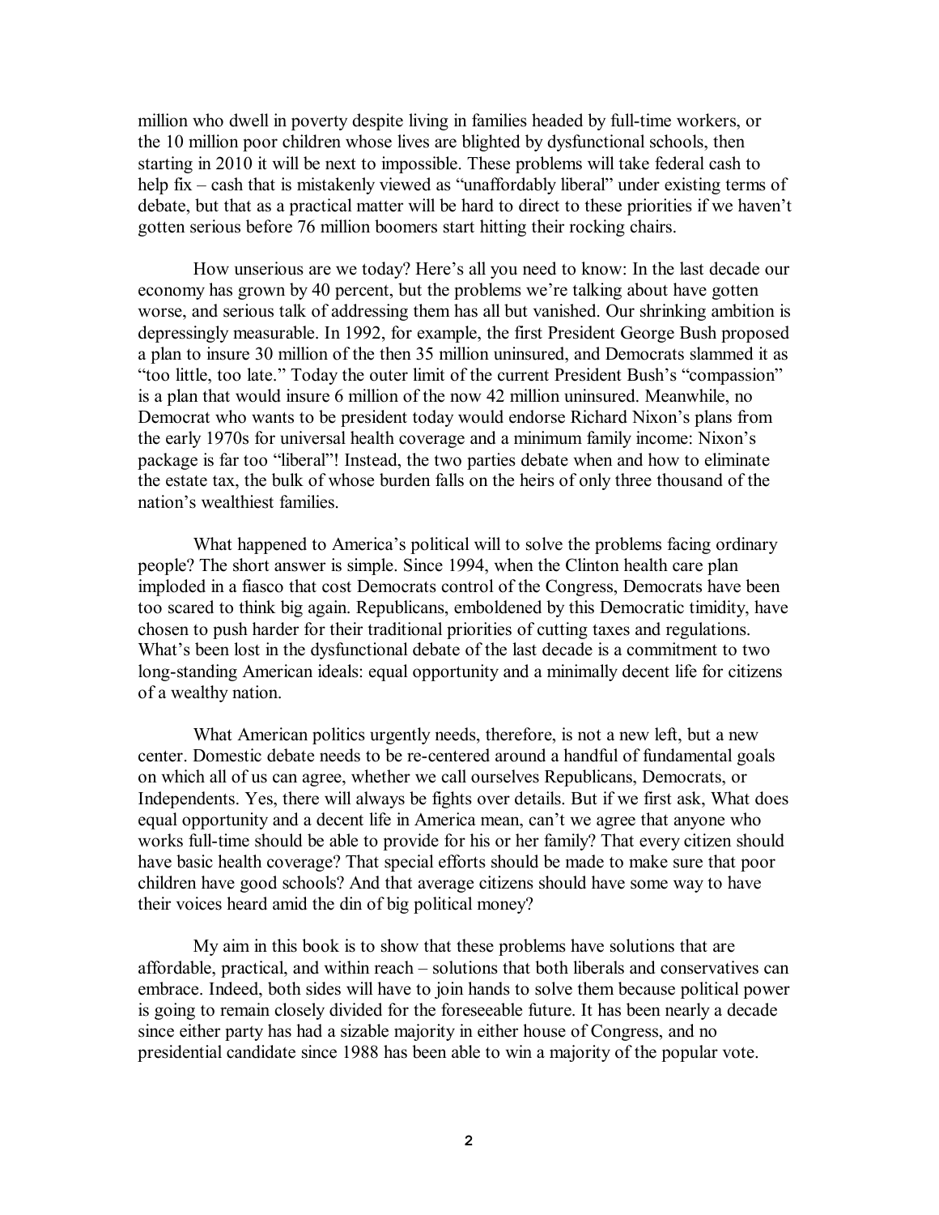million who dwell in poverty despite living in families headed by full-time workers, or the 10 million poor children whose lives are blighted by dysfunctional schools, then starting in 2010 it will be next to impossible. These problems will take federal cash to help fix – cash that is mistakenly viewed as "unaffordably liberal" under existing terms of debate, but that as a practical matter will be hard to direct to these priorities if we haven't gotten serious before 76 million boomers start hitting their rocking chairs.

How unserious are we today? Here's all you need to know: In the last decade our economy has grown by 40 percent, but the problems we're talking about have gotten worse, and serious talk of addressing them has all but vanished. Our shrinking ambition is depressingly measurable. In 1992, for example, the first President George Bush proposed a plan to insure 30 million of the then 35 million uninsured, and Democrats slammed it as "too little, too late." Today the outer limit of the current President Bush's "compassion" is a plan that would insure 6 million of the now 42 million uninsured. Meanwhile, no Democrat who wants to be president today would endorse Richard Nixon's plans from the early 1970s for universal health coverage and a minimum family income: Nixon's package is far too "liberal"! Instead, the two parties debate when and how to eliminate the estate tax, the bulk of whose burden falls on the heirs of only three thousand of the nation's wealthiest families.

What happened to America's political will to solve the problems facing ordinary people? The short answer is simple. Since 1994, when the Clinton health care plan imploded in a fiasco that cost Democrats control of the Congress, Democrats have been too scared to think big again. Republicans, emboldened by this Democratic timidity, have chosen to push harder for their traditional priorities of cutting taxes and regulations. What's been lost in the dysfunctional debate of the last decade is a commitment to two long-standing American ideals: equal opportunity and a minimally decent life for citizens of a wealthy nation.

What American politics urgently needs, therefore, is not a new left, but a new center. Domestic debate needs to be re-centered around a handful of fundamental goals on which all of us can agree, whether we call ourselves Republicans, Democrats, or Independents. Yes, there will always be fights over details. But if we first ask, What does equal opportunity and a decent life in America mean, can't we agree that anyone who works full-time should be able to provide for his or her family? That every citizen should have basic health coverage? That special efforts should be made to make sure that poor children have good schools? And that average citizens should have some way to have their voices heard amid the din of big political money?

My aim in this book is to show that these problems have solutions that are affordable, practical, and within reach – solutions that both liberals and conservatives can embrace. Indeed, both sides will have to join hands to solve them because political power is going to remain closely divided for the foreseeable future. It has been nearly a decade since either party has had a sizable majority in either house of Congress, and no presidential candidate since 1988 has been able to win a majority of the popular vote.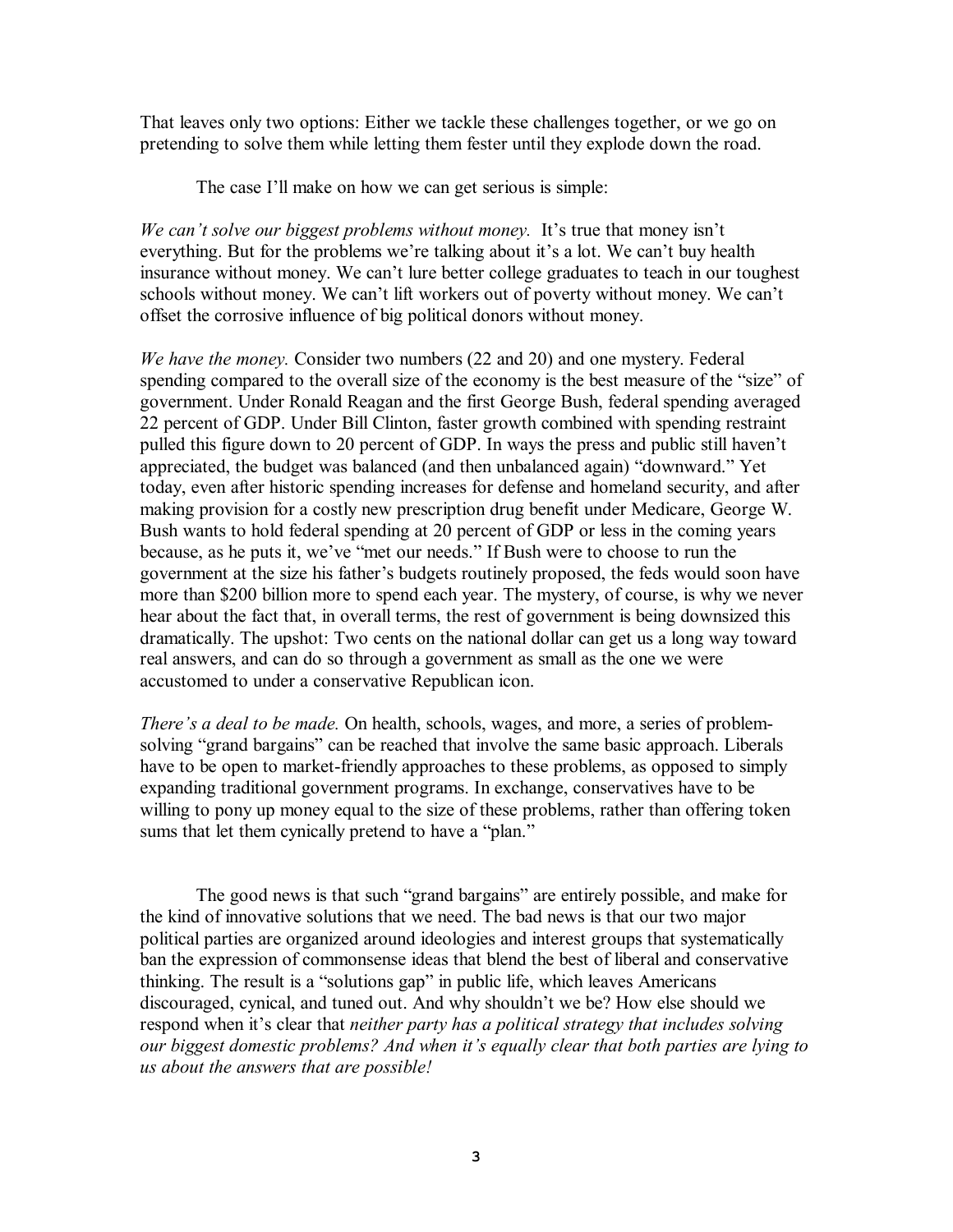That leaves only two options: Either we tackle these challenges together, or we go on pretending to solve them while letting them fester until they explode down the road.

The case I'll make on how we can get serious is simple:

*We can't solve our biggest problems without money.* It's true that money isn't everything. But for the problems we're talking about it's a lot. We can't buy health insurance without money. We can't lure better college graduates to teach in our toughest schools without money. We can't lift workers out of poverty without money. We can't offset the corrosive influence of big political donors without money.

*We have the money.* Consider two numbers (22 and 20) and one mystery. Federal spending compared to the overall size of the economy is the best measure of the "size" of government. Under Ronald Reagan and the first George Bush, federal spending averaged 22 percent of GDP. Under Bill Clinton, faster growth combined with spending restraint pulled this figure down to 20 percent of GDP. In ways the press and public still haven't appreciated, the budget was balanced (and then unbalanced again) "downward." Yet today, even after historic spending increases for defense and homeland security, and after making provision for a costly new prescription drug benefit under Medicare, George W. Bush wants to hold federal spending at 20 percent of GDP or less in the coming years because, as he puts it, we've "met our needs." If Bush were to choose to run the government at the size his father's budgets routinely proposed, the feds would soon have more than $200 billion more to spend each year. The mystery, of course, is why we never hear about the fact that, in overall terms, the rest of government is being downsized this dramatically. The upshot: Two cents on the national dollar can get us a long way toward real answers, and can do so through a government as small as the one we were accustomed to under a conservative Republican icon.

*There's a deal to be made.* On health, schools, wages, and more, a series of problem-solving "grand bargains" can be reached that involve the same basic approach. Liberals have to be open to market-friendly approaches to these problems, as opposed to simply expanding traditional government programs. In exchange, conservatives have to be willing to pony up money equal to the size of these problems, rather than offering token sums that let them cynically pretend to have a "plan."

The good news is that such "grand bargains" are entirely possible, and make for the kind of innovative solutions that we need. The bad news is that our two major political parties are organized around ideologies and interest groups that systematically ban the expression of commonsense ideas that blend the best of liberal and conservative thinking. The result is a "solutions gap" in public life, which leaves Americans discouraged, cynical, and tuned out. And why shouldn't we be? How else should we respond when it's clear that *neither party has a political strategy that includes solving our biggest domestic problems? And when it's equally clear that both parties are lying to us about the answers that are possible!*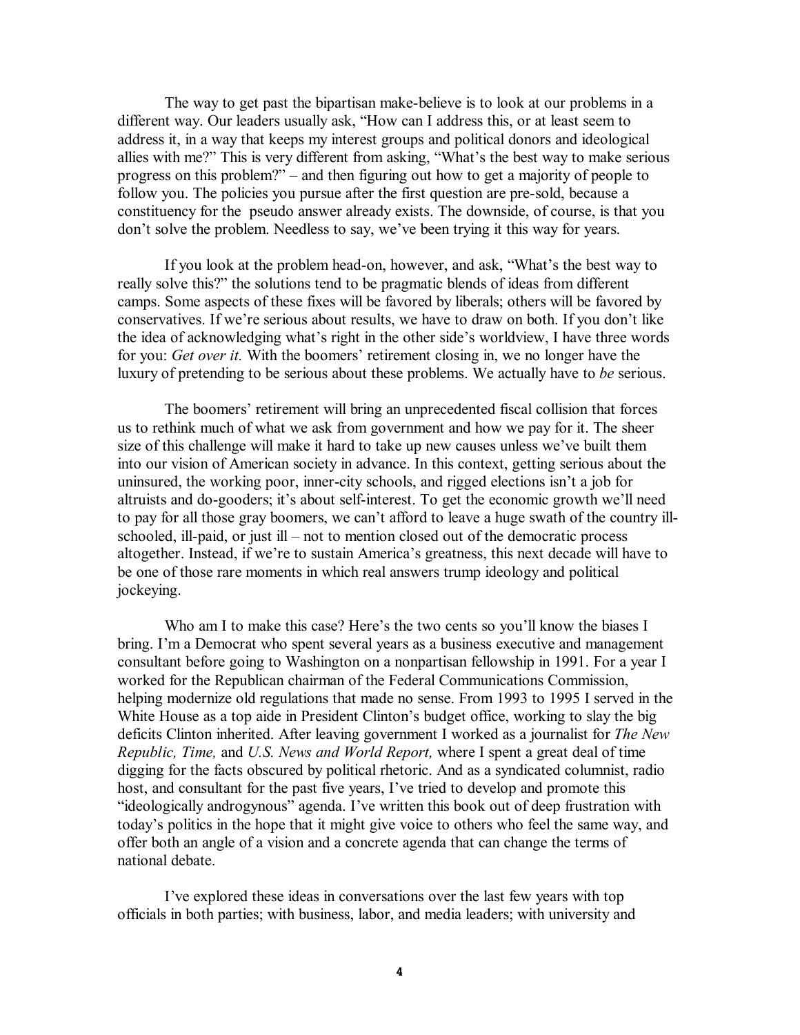The way to get past the bipartisan make-believe is to look at our problems in a different way. Our leaders usually ask, "How can I address this, or at least seem to address it, in a way that keeps my interest groups and political donors and ideological allies with me?" This is very different from asking, "What's the best way to make serious progress on this problem?" – and then figuring out how to get a majority of people to follow you. The policies you pursue after the first question are pre-sold, because a constituency for the pseudo answer already exists. The downside, of course, is that you don't solve the problem. Needless to say, we've been trying it this way for years.

If you look at the problem head-on, however, and ask, "What's the best way to really solve this?" the solutions tend to be pragmatic blends of ideas from different camps. Some aspects of these fixes will be favored by liberals; others will be favored by conservatives. If we're serious about results, we have to draw on both. If you don't like the idea of acknowledging what's right in the other side's worldview, I have three words for you: *Get over it.* With the boomers' retirement closing in, we no longer have the luxury of pretending to be serious about these problems. We actually have to *be* serious.

The boomers' retirement will bring an unprecedented fiscal collision that forces us to rethink much of what we ask from government and how we pay for it. The sheer size of this challenge will make it hard to take up new causes unless we've built them into our vision of American society in advance. In this context, getting serious about the uninsured, the working poor, inner-city schools, and rigged elections isn't a job for altruists and do-gooders; it's about self-interest. To get the economic growth we'll need to pay for all those gray boomers, we can't afford to leave a huge swath of the country ill-schooled, ill-paid, or just ill – not to mention closed out of the democratic process altogether. Instead, if we're to sustain America's greatness, this next decade will have to be one of those rare moments in which real answers trump ideology and political jockeying.

Who am I to make this case? Here's the two cents so you'll know the biases I bring. I'm a Democrat who spent several years as a business executive and management consultant before going to Washington on a nonpartisan fellowship in 1991. For a year I worked for the Republican chairman of the Federal Communications Commission, helping modernize old regulations that made no sense. From 1993 to 1995 I served in the White House as a top aide in President Clinton's budget office, working to slay the big deficits Clinton inherited. After leaving government I worked as a journalist for *The New Republic, Time,* and *U.S. News and World Report,* where I spent a great deal of time digging for the facts obscured by political rhetoric. And as a syndicated columnist, radio host, and consultant for the past five years, I've tried to develop and promote this "ideologically androgynous" agenda. I've written this book out of deep frustration with today's politics in the hope that it might give voice to others who feel the same way, and offer both an angle of a vision and a concrete agenda that can change the terms of national debate.

I've explored these ideas in conversations over the last few years with top officials in both parties; with business, labor, and media leaders; with university and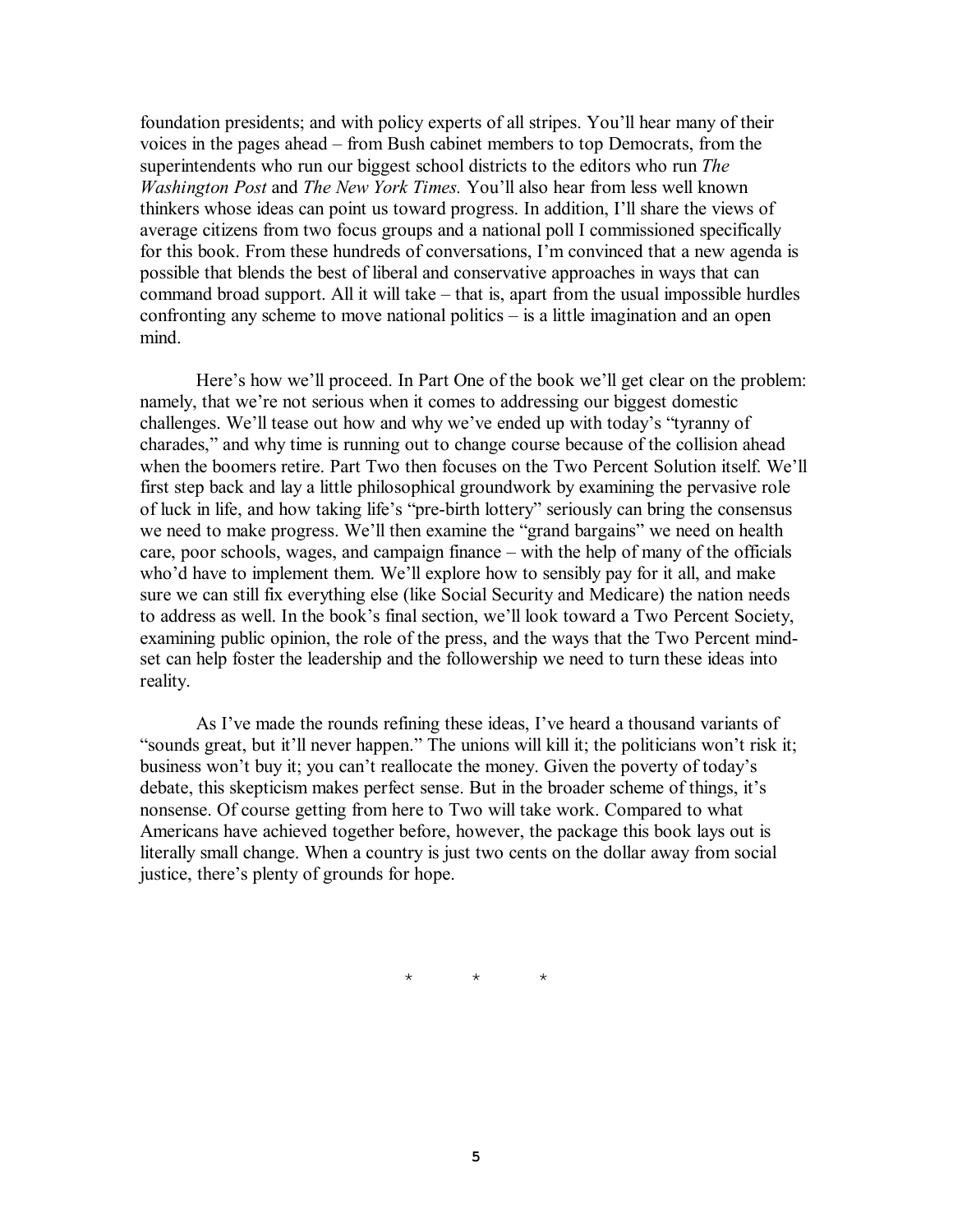foundation presidents; and with policy experts of all stripes. You'll hear many of their voices in the pages ahead – from Bush cabinet members to top Democrats, from the superintendents who run our biggest school districts to the editors who run *The Washington Post* and *The New York Times.* You'll also hear from less well known thinkers whose ideas can point us toward progress. In addition, I'll share the views of average citizens from two focus groups and a national poll I commissioned specifically for this book. From these hundreds of conversations, I'm convinced that a new agenda is possible that blends the best of liberal and conservative approaches in ways that can command broad support. All it will take – that is, apart from the usual impossible hurdles confronting any scheme to move national politics – is a little imagination and an open mind.

Here's how we'll proceed. In Part One of the book we'll get clear on the problem: namely, that we're not serious when it comes to addressing our biggest domestic challenges. We'll tease out how and why we've ended up with today's "tyranny of charades," and why time is running out to change course because of the collision ahead when the boomers retire. Part Two then focuses on the Two Percent Solution itself. We'll first step back and lay a little philosophical groundwork by examining the pervasive role of luck in life, and how taking life's "pre-birth lottery" seriously can bring the consensus we need to make progress. We'll then examine the "grand bargains" we need on health care, poor schools, wages, and campaign finance – with the help of many of the officials who'd have to implement them. We'll explore how to sensibly pay for it all, and make sure we can still fix everything else (like Social Security and Medicare) the nation needs to address as well. In the book's final section, we'll look toward a Two Percent Society, examining public opinion, the role of the press, and the ways that the Two Percent mind-set can help foster the leadership and the followership we need to turn these ideas into reality.

As I've made the rounds refining these ideas, I've heard a thousand variants of "sounds great, but it'll never happen." The unions will kill it; the politicians won't risk it; business won't buy it; you can't reallocate the money. Given the poverty of today's debate, this skepticism makes perfect sense. But in the broader scheme of things, it's nonsense. Of course getting from here to Two will take work. Compared to what Americans have achieved together before, however, the package this book lays out is literally small change. When a country is just two cents on the dollar away from social justice, there's plenty of grounds for hope.

\*  \*  \*